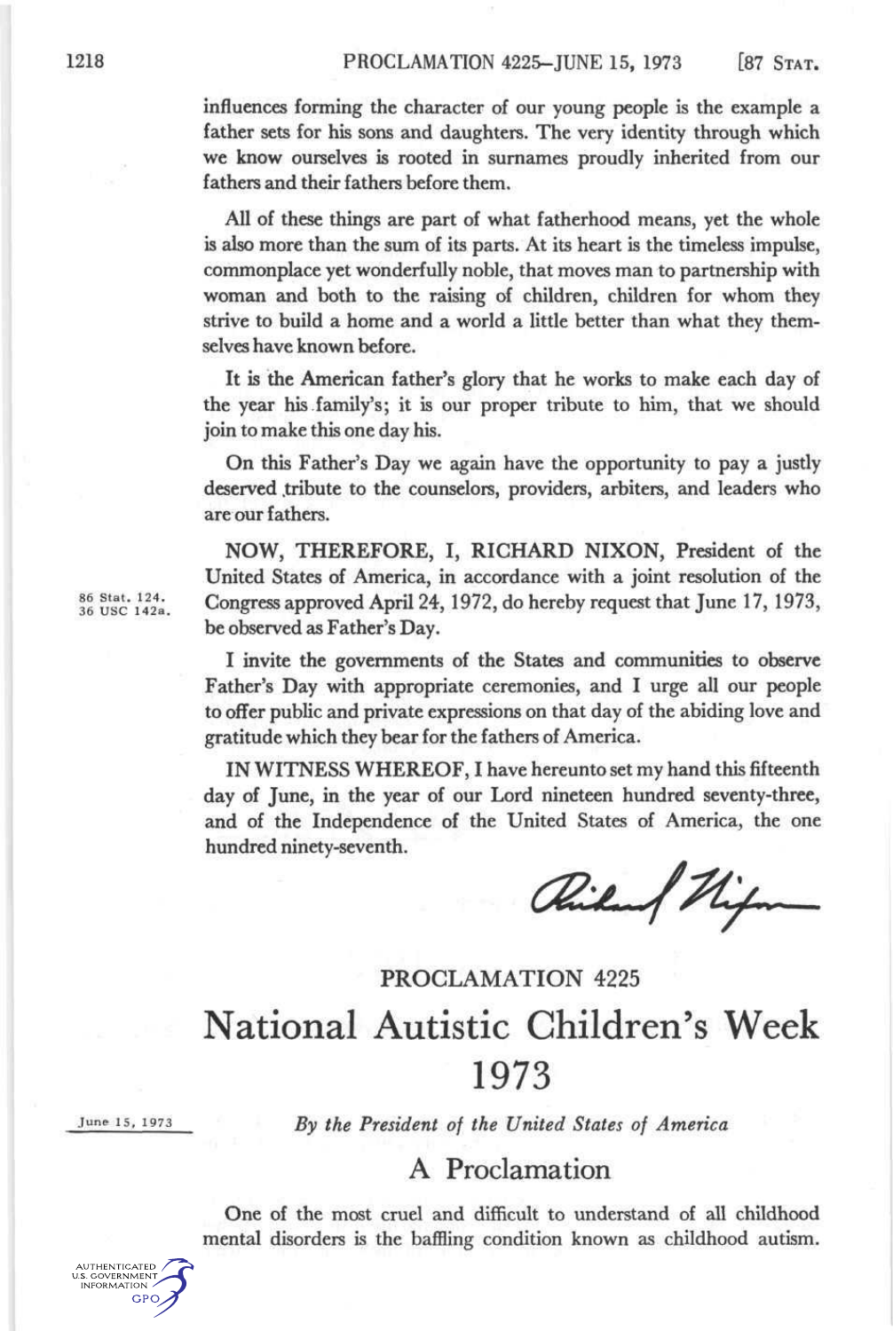influences forming the character of our young people is the example a father sets for his sons and daughters. The very identity through which we know ourselves is rooted in surnames proudly inherited from our fathers and their fathers before them.

All of these things are part of what fatherhood means, yet the whole is also more than the sum of its parts. At its heart is the timeless impulse, commonplace yet wonderfully noble, that moves man to partnership with woman and both to the raising of children, children for whom they strive to build a home and a world a little better than what they themselves have known before.

It is the American father's glory that he works to make each day of the year his family's; it is our proper tribute to him, that we should join to make this one day his.

On this Father's Day we again have the opportunity to pay a justly deserved tribute to the counselors, providers, arbiters, and leaders who are our fathers.

86 Stat. 124.
36 USC 142a.

NOW, THEREFORE, I, RICHARD NIXON, President of the United States of America, in accordance with a joint resolution of the Congress approved April 24, 1972, do hereby request that June 17, 1973, be observed as Father's Day.

I invite the governments of the States and communities to observe Father's Day with appropriate ceremonies, and I urge all our people to offer public and private expressions on that day of the abiding love and gratitude which they bear for the fathers of America.

IN WITNESS WHEREOF, I have hereunto set my hand this fifteenth day of June, in the year of our Lord nineteen hundred seventy-three, and of the Independence of the United States of America, the one hundred ninety-seventh.

Richard Nixon

## PROCLAMATION 4225

# National Autistic Children's Week 1973

June 15, 1973

*By the President of the United States of America*

## A Proclamation

One of the most cruel and difficult to understand of all childhood mental disorders is the baffling condition known as childhood autism.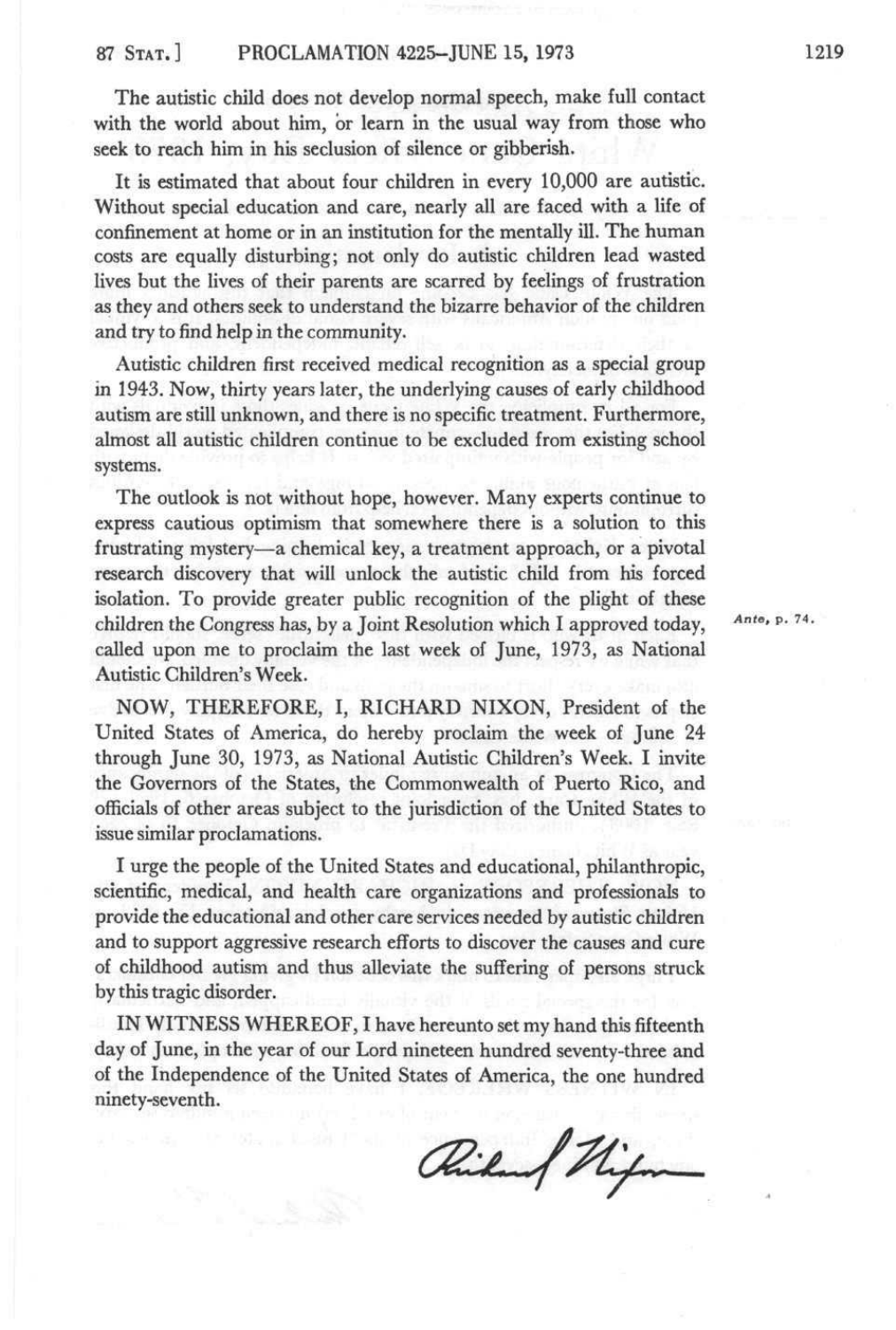The autistic child does not develop normal speech, make full contact with the world about him, or learn in the usual way from those who seek to reach him in his seclusion of silence or gibberish.

It is estimated that about four children in every 10,000 are autistic. Without special education and care, nearly all are faced with a life of confinement at home or in an institution for the mentally ill. The human costs are equally disturbing; not only do autistic children lead wasted lives but the lives of their parents are scarred by feelings of frustration as they and others seek to understand the bizarre behavior of the children and try to find help in the community.

Autistic children first received medical recognition as a special group in 1943. Now, thirty years later, the underlying causes of early childhood autism are still unknown, and there is no specific treatment. Furthermore, almost all autistic children continue to be excluded from existing school systems.

The outlook is not without hope, however. Many experts continue to express cautious optimism that somewhere there is a solution to this frustrating mystery—a chemical key, a treatment approach, or a pivotal research discovery that will unlock the autistic child from his forced isolation. To provide greater public recognition of the plight of these children the Congress has, by a Joint Resolution which I approved today, called upon me to proclaim the last week of June, 1973, as National Autistic Children's Week.

*Ante, p. 74.*

NOW, THEREFORE, I, RICHARD NIXON, President of the United States of America, do hereby proclaim the week of June 24 through June 30, 1973, as National Autistic Children's Week. I invite the Governors of the States, the Commonwealth of Puerto Rico, and officials of other areas subject to the jurisdiction of the United States to issue similar proclamations.

I urge the people of the United States and educational, philanthropic, scientific, medical, and health care organizations and professionals to provide the educational and other care services needed by autistic children and to support aggressive research efforts to discover the causes and cure of childhood autism and thus alleviate the suffering of persons struck by this tragic disorder.

IN WITNESS WHEREOF, I have hereunto set my hand this fifteenth day of June, in the year of our Lord nineteen hundred seventy-three and of the Independence of the United States of America, the one hundred ninety-seventh.

Richard Nixon